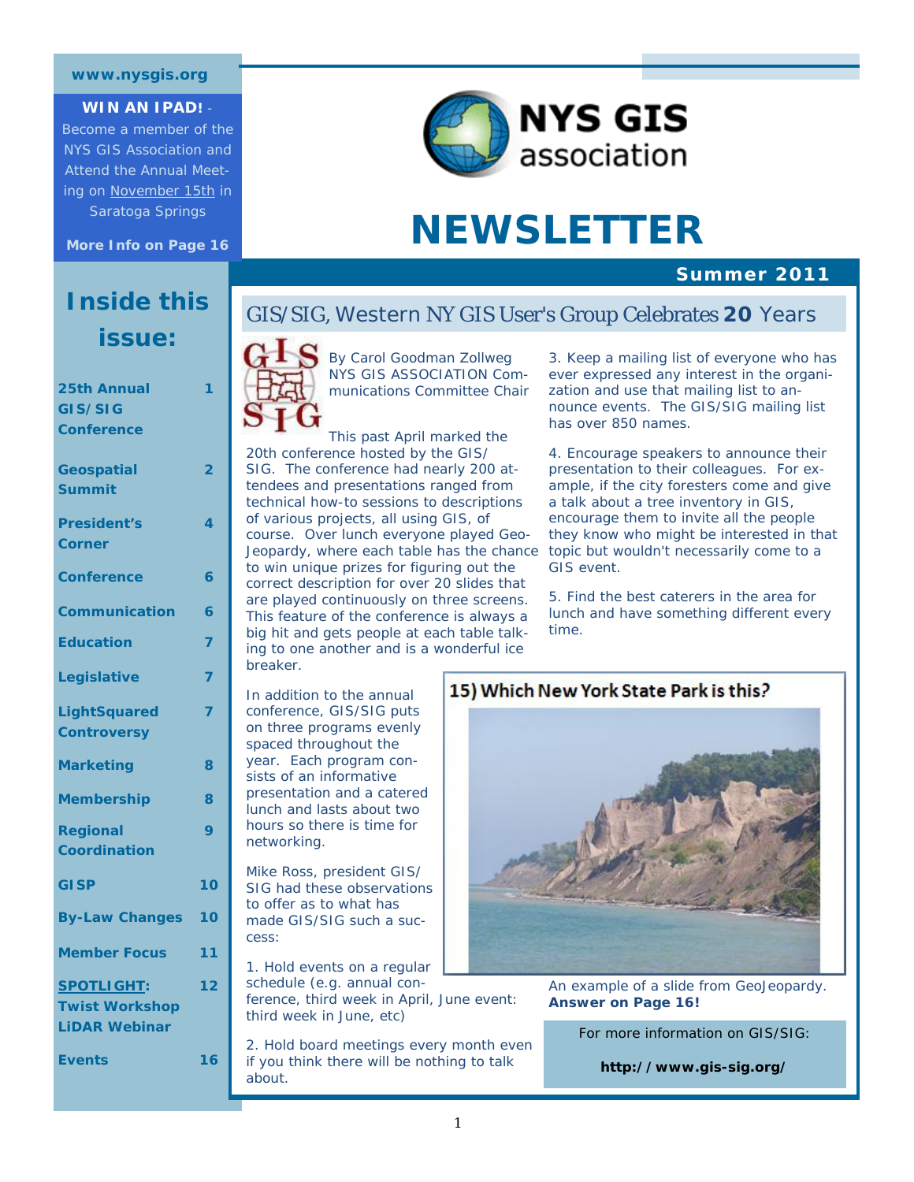www.nysgis.org

**WIN AN IPAD!** - Become a member of the NYS GIS Association and Attend the Annual Meeting on November 15th in Saratoga Springs

**More Info on Page 16**

NYS GIS association

# NEWSLETTER

**Summer 2011**

## Inside this issue:

| | |
|---|---|
| 25th Annual GIS/SIG Conference | 1 |
| Geospatial Summit | 2 |
| President's Corner | 4 |
| Conference | 6 |
| Communication | 6 |
| Education | 7 |
| Legislative | 7 |
| LightSquared Controversy | 7 |
| Marketing | 8 |
| Membership | 8 |
| Regional Coordination | 9 |
| GISP | 10 |
| By-Law Changes | 10 |
| Member Focus | 11 |
| SPOTLIGHT: Twist Workshop LiDAR Webinar | 12 |
| Events | 16 |

## GIS/SIG, Western NY GIS User's Group Celebrates **20** Years

By Carol Goodman Zollweg
NYS GIS ASSOCIATION Communications Committee Chair

This past April marked the 20th conference hosted by the GIS/SIG. The conference had nearly 200 attendees and presentations ranged from technical how-to sessions to descriptions of various projects, all using GIS, of course. Over lunch everyone played Geo-Jeopardy, where each table has the chance to win unique prizes for figuring out the correct description for over 20 slides that are played continuously on three screens. This feature of the conference is always a big hit and gets people at each table talking to one another and is a wonderful ice breaker.

In addition to the annual conference, GIS/SIG puts on three programs evenly spaced throughout the year. Each program consists of an informative presentation and a catered lunch and lasts about two hours so there is time for networking.

Mike Ross, president GIS/SIG had these observations to offer as to what has made GIS/SIG such a success:

1. Hold events on a regular schedule (e.g. annual conference, third week in April, June event: third week in June, etc)

2. Hold board meetings every month even if you think there will be nothing to talk about.

3. Keep a mailing list of everyone who has ever expressed any interest in the organization and use that mailing list to announce events. The GIS/SIG mailing list has over 850 names.

4. Encourage speakers to announce their presentation to their colleagues. For example, if the city foresters come and give a talk about a tree inventory in GIS, encourage them to invite all the people they know who might be interested in that topic but wouldn't necessarily come to a GIS event.

5. Find the best caterers in the area for lunch and have something different every time.

15) Which New York State Park is this?

An example of a slide from GeoJeopardy. **Answer on Page 16!**

For more information on GIS/SIG:

**http://www.gis-sig.org/**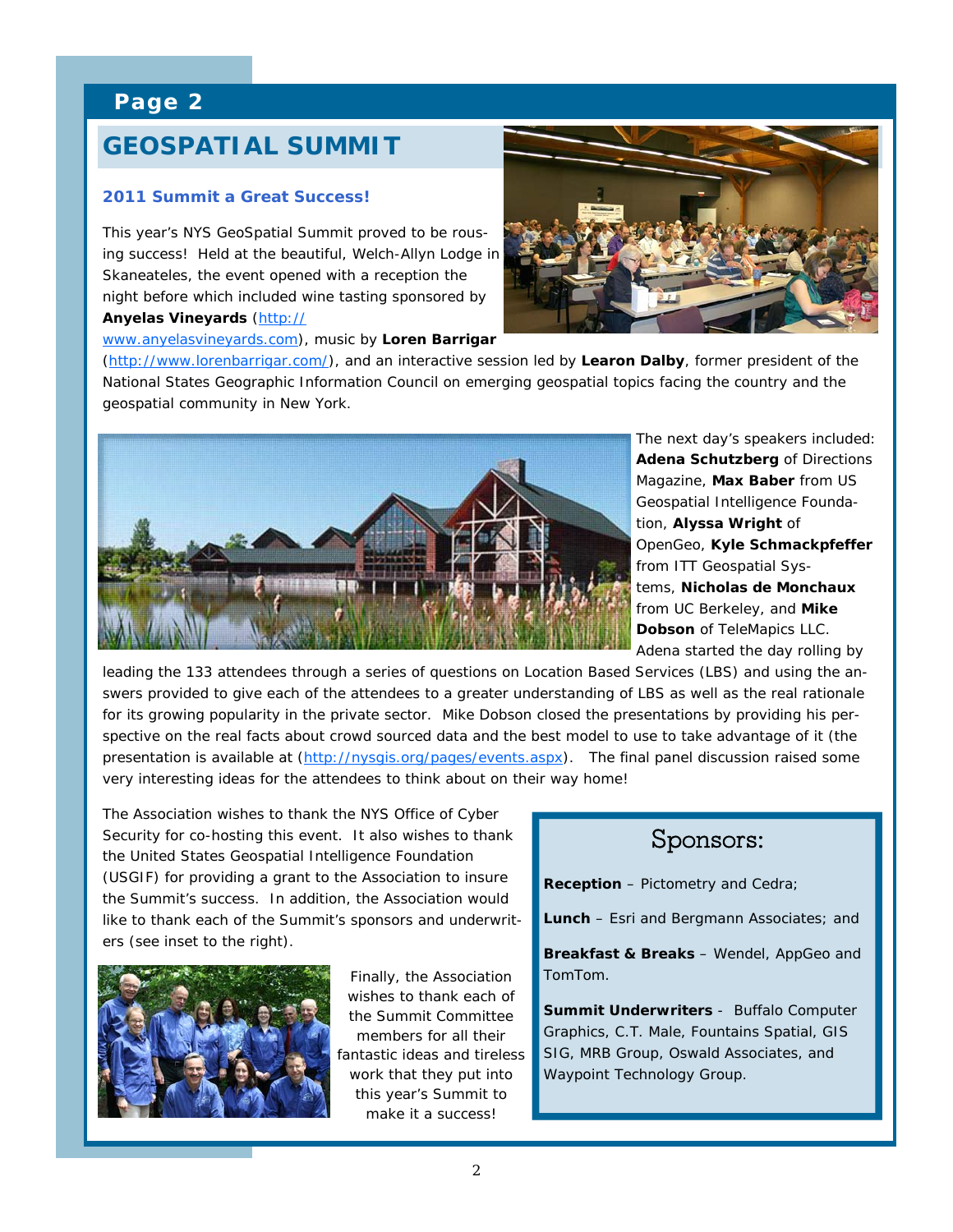# GEOSPATIAL SUMMIT

### 2011 Summit a Great Success!

This year's NYS GeoSpatial Summit proved to be rousing success! Held at the beautiful, Welch-Allyn Lodge in Skaneateles, the event opened with a reception the night before which included wine tasting sponsored by **Anyelas Vineyards** (http://www.anyelasvineyards.com), music by **Loren Barrigar** (http://www.lorenbarrigar.com/), and an interactive session led by **Learon Dalby**, former president of the National States Geographic Information Council on emerging geospatial topics facing the country and the geospatial community in New York.

The next day's speakers included: **Adena Schutzberg** of Directions Magazine, **Max Baber** from US Geospatial Intelligence Foundation, **Alyssa Wright** of OpenGeo, **Kyle Schmackpfeffer** from ITT Geospatial Systems, **Nicholas de Monchaux** from UC Berkeley, and **Mike Dobson** of TeleMapics LLC. Adena started the day rolling by leading the 133 attendees through a series of questions on Location Based Services (LBS) and using the answers provided to give each of the attendees to a greater understanding of LBS as well as the real rationale for its growing popularity in the private sector. Mike Dobson closed the presentations by providing his perspective on the real facts about crowd sourced data and the best model to use to take advantage of it (the presentation is available at (http://nysgis.org/pages/events.aspx). The final panel discussion raised some very interesting ideas for the attendees to think about on their way home!

The Association wishes to thank the NYS Office of Cyber Security for co-hosting this event. It also wishes to thank the United States Geospatial Intelligence Foundation (USGIF) for providing a grant to the Association to insure the Summit's success. In addition, the Association would like to thank each of the Summit's sponsors and underwriters (see inset to the right).

Finally, the Association wishes to thank each of the Summit Committee members for all their fantastic ideas and tireless work that they put into this year's Summit to make it a success!

## Sponsors:

**Reception** – Pictometry and Cedra;

**Lunch** – Esri and Bergmann Associates; and

**Breakfast & Breaks** – Wendel, AppGeo and TomTom.

**Summit Underwriters** - Buffalo Computer Graphics, C.T. Male, Fountains Spatial, GIS SIG, MRB Group, Oswald Associates, and Waypoint Technology Group.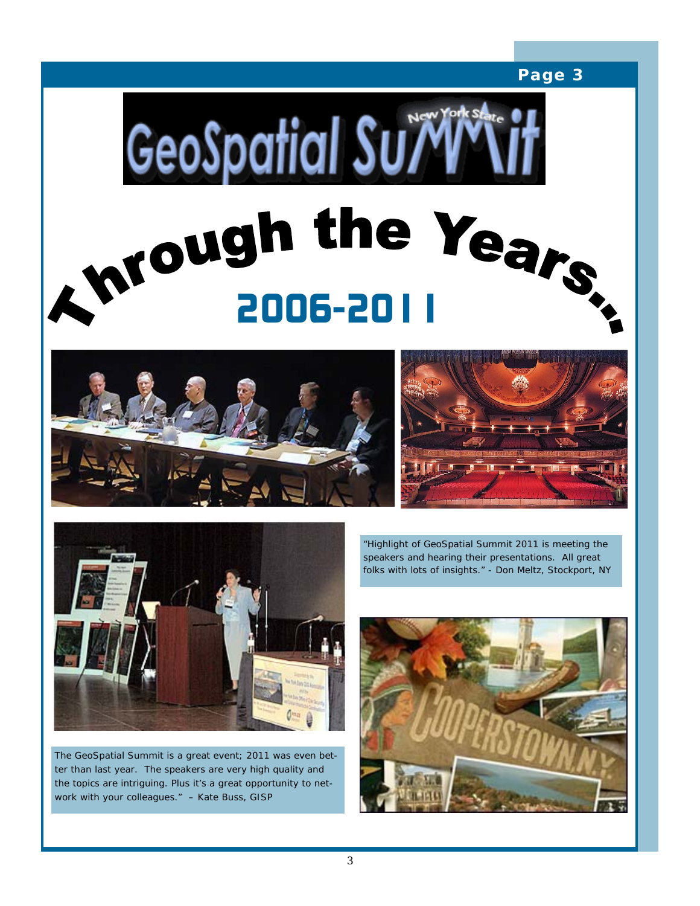# GeoSpatial Summit

## Through the Years...

## 2006-2011

"Highlight of GeoSpatial Summit 2011 is meeting the speakers and hearing their presentations. All great folks with lots of insights." - Don Meltz, Stockport, NY

The GeoSpatial Summit is a great event; 2011 was even better than last year. The speakers are very high quality and the topics are intriguing. Plus it's a great opportunity to network with your colleagues." – Kate Buss, GISP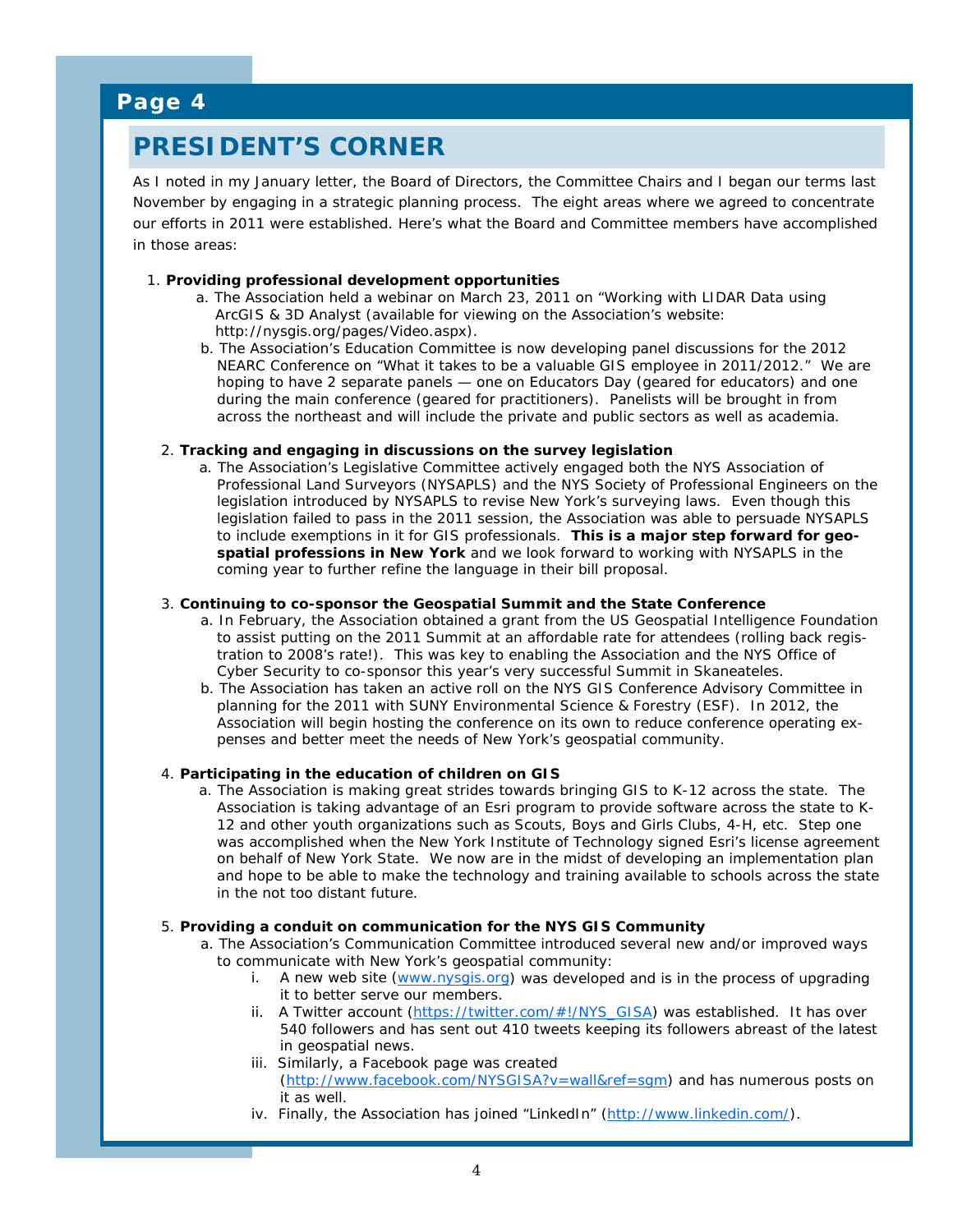## PRESIDENT'S CORNER

As I noted in my January letter, the Board of Directors, the Committee Chairs and I began our terms last November by engaging in a strategic planning process. The eight areas where we agreed to concentrate our efforts in 2011 were established. Here's what the Board and Committee members have accomplished in those areas:

1. **Providing professional development opportunities**
   a. The Association held a webinar on March 23, 2011 on "Working with LIDAR Data using ArcGIS & 3D Analyst (available for viewing on the Association's website: http://nysgis.org/pages/Video.aspx).
   b. The Association's Education Committee is now developing panel discussions for the 2012 NEARC Conference on "What it takes to be a valuable GIS employee in 2011/2012." We are hoping to have 2 separate panels — one on Educators Day (geared for educators) and one during the main conference (geared for practitioners). Panelists will be brought in from across the northeast and will include the private and public sectors as well as academia.

2. **Tracking and engaging in discussions on the survey legislation**
   a. The Association's Legislative Committee actively engaged both the NYS Association of Professional Land Surveyors (NYSAPLS) and the NYS Society of Professional Engineers on the legislation introduced by NYSAPLS to revise New York's surveying laws. Even though this legislation failed to pass in the 2011 session, the Association was able to persuade NYSAPLS to include exemptions in it for GIS professionals. **This is a major step forward for geo-spatial professions in New York** and we look forward to working with NYSAPLS in the coming year to further refine the language in their bill proposal.

3. **Continuing to co-sponsor the Geospatial Summit and the State Conference**
   a. In February, the Association obtained a grant from the US Geospatial Intelligence Foundation to assist putting on the 2011 Summit at an affordable rate for attendees (rolling back registration to 2008's rate!). This was key to enabling the Association and the NYS Office of Cyber Security to co-sponsor this year's very successful Summit in Skaneateles.
   b. The Association has taken an active roll on the NYS GIS Conference Advisory Committee in planning for the 2011 with SUNY Environmental Science & Forestry (ESF). In 2012, the Association will begin hosting the conference on its own to reduce conference operating expenses and better meet the needs of New York's geospatial community.

4. **Participating in the education of children on GIS**
   a. The Association is making great strides towards bringing GIS to K-12 across the state. The Association is taking advantage of an Esri program to provide software across the state to K-12 and other youth organizations such as Scouts, Boys and Girls Clubs, 4-H, etc. Step one was accomplished when the New York Institute of Technology signed Esri's license agreement on behalf of New York State. We now are in the midst of developing an implementation plan and hope to be able to make the technology and training available to schools across the state in the not too distant future.

5. **Providing a conduit on communication for the NYS GIS Community**
   a. The Association's Communication Committee introduced several new and/or improved ways to communicate with New York's geospatial community:
      i. A new web site (www.nysgis.org) was developed and is in the process of upgrading it to better serve our members.
      ii. A Twitter account (https://twitter.com/#!/NYS_GISA) was established. It has over 540 followers and has sent out 410 tweets keeping its followers abreast of the latest in geospatial news.
      iii. Similarly, a Facebook page was created (http://www.facebook.com/NYSGISA?v=wall&ref=sgm) and has numerous posts on it as well.
      iv. Finally, the Association has joined "LinkedIn" (http://www.linkedin.com/).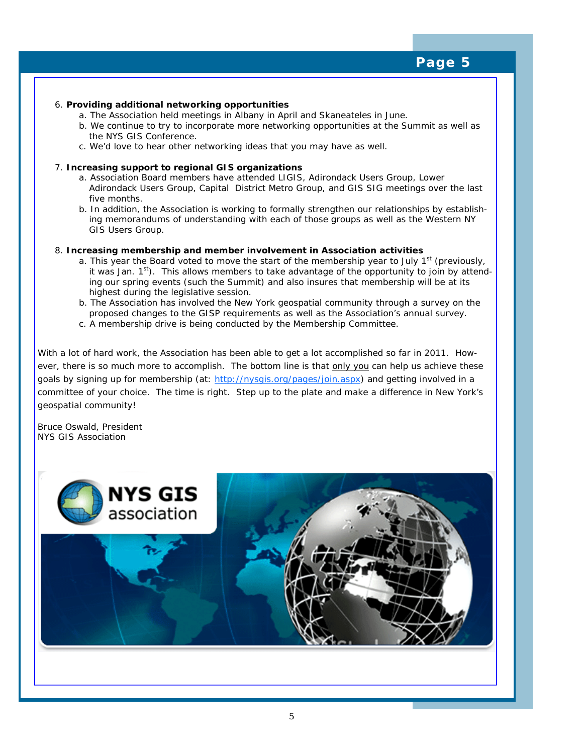6. **Providing additional networking opportunities**
    a. The Association held meetings in Albany in April and Skaneateles in June.
    b. We continue to try to incorporate more networking opportunities at the Summit as well as the NYS GIS Conference.
    c. We'd love to hear other networking ideas that you may have as well.

7. **Increasing support to regional GIS organizations**
    a. Association Board members have attended LIGIS, Adirondack Users Group, Lower Adirondack Users Group, Capital District Metro Group, and GIS SIG meetings over the last five months.
    b. In addition, the Association is working to formally strengthen our relationships by establishing memorandums of understanding with each of those groups as well as the Western NY GIS Users Group.

8. **Increasing membership and member involvement in Association activities**
    a. This year the Board voted to move the start of the membership year to July 1st (previously, it was Jan. 1st). This allows members to take advantage of the opportunity to join by attending our spring events (such the Summit) and also insures that membership will be at its highest during the legislative session.
    b. The Association has involved the New York geospatial community through a survey on the proposed changes to the GISP requirements as well as the Association's annual survey.
    c. A membership drive is being conducted by the Membership Committee.

With a lot of hard work, the Association has been able to get a lot accomplished so far in 2011. However, there is so much more to accomplish. The bottom line is that only you can help us achieve these goals by signing up for membership (at: http://nysgis.org/pages/join.aspx) and getting involved in a committee of your choice. The time is right. Step up to the plate and make a difference in New York's geospatial community!

Bruce Oswald, President
NYS GIS Association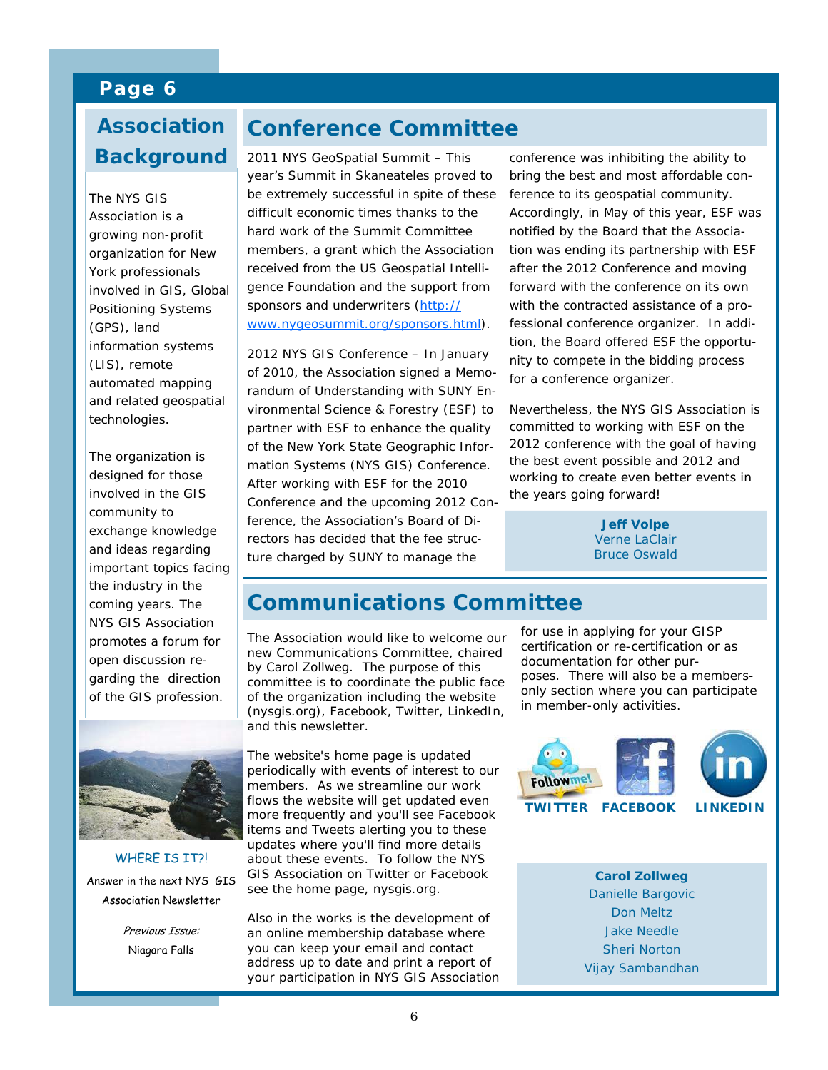## Association Background

The NYS GIS Association is a growing non-profit organization for New York professionals involved in GIS, Global Positioning Systems (GPS), land information systems (LIS), remote automated mapping and related geospatial technologies.

The organization is designed for those involved in the GIS community to exchange knowledge and ideas regarding important topics facing the industry in the coming years. The NYS GIS Association promotes a forum for open discussion regarding the direction of the GIS profession.

WHERE IS IT?!

Answer in the next NYS GIS Association Newsletter

*Previous Issue:*
Niagara Falls

## Conference Committee

2011 NYS GeoSpatial Summit – This year's Summit in Skaneateles proved to be extremely successful in spite of these difficult economic times thanks to the hard work of the Summit Committee members, a grant which the Association received from the US Geospatial Intelligence Foundation and the support from sponsors and underwriters (http://www.nygeosummit.org/sponsors.html).

2012 NYS GIS Conference – In January of 2010, the Association signed a Memorandum of Understanding with SUNY Environmental Science & Forestry (ESF) to partner with ESF to enhance the quality of the New York State Geographic Information Systems (NYS GIS) Conference. After working with ESF for the 2010 Conference and the upcoming 2012 Conference, the Association's Board of Directors has decided that the fee structure charged by SUNY to manage the conference was inhibiting the ability to bring the best and most affordable conference to its geospatial community. Accordingly, in May of this year, ESF was notified by the Board that the Association was ending its partnership with ESF after the 2012 Conference and moving forward with the conference on its own with the contracted assistance of a professional conference organizer. In addition, the Board offered ESF the opportunity to compete in the bidding process for a conference organizer.

Nevertheless, the NYS GIS Association is committed to working with ESF on the 2012 conference with the goal of having the best event possible and 2012 and working to create even better events in the years going forward!

**Jeff Volpe**
Verne LaClair
Bruce Oswald

## Communications Committee

The Association would like to welcome our new Communications Committee, chaired by Carol Zollweg. The purpose of this committee is to coordinate the public face of the organization including the website (nysgis.org), Facebook, Twitter, LinkedIn, and this newsletter.

The website's home page is updated periodically with events of interest to our members. As we streamline our work flows the website will get updated even more frequently and you'll see Facebook items and Tweets alerting you to these updates where you'll find more details about these events. To follow the NYS GIS Association on Twitter or Facebook see the home page, nysgis.org.

Also in the works is the development of an online membership database where you can keep your email and contact address up to date and print a report of your participation in NYS GIS Association for use in applying for your GISP certification or re-certification or as documentation for other purposes. There will also be a members-only section where you can participate in member-only activities.

TWITTER FACEBOOK LINKEDIN

**Carol Zollweg**
Danielle Bargovic
Don Meltz
Jake Needle
Sheri Norton
Vijay Sambandhan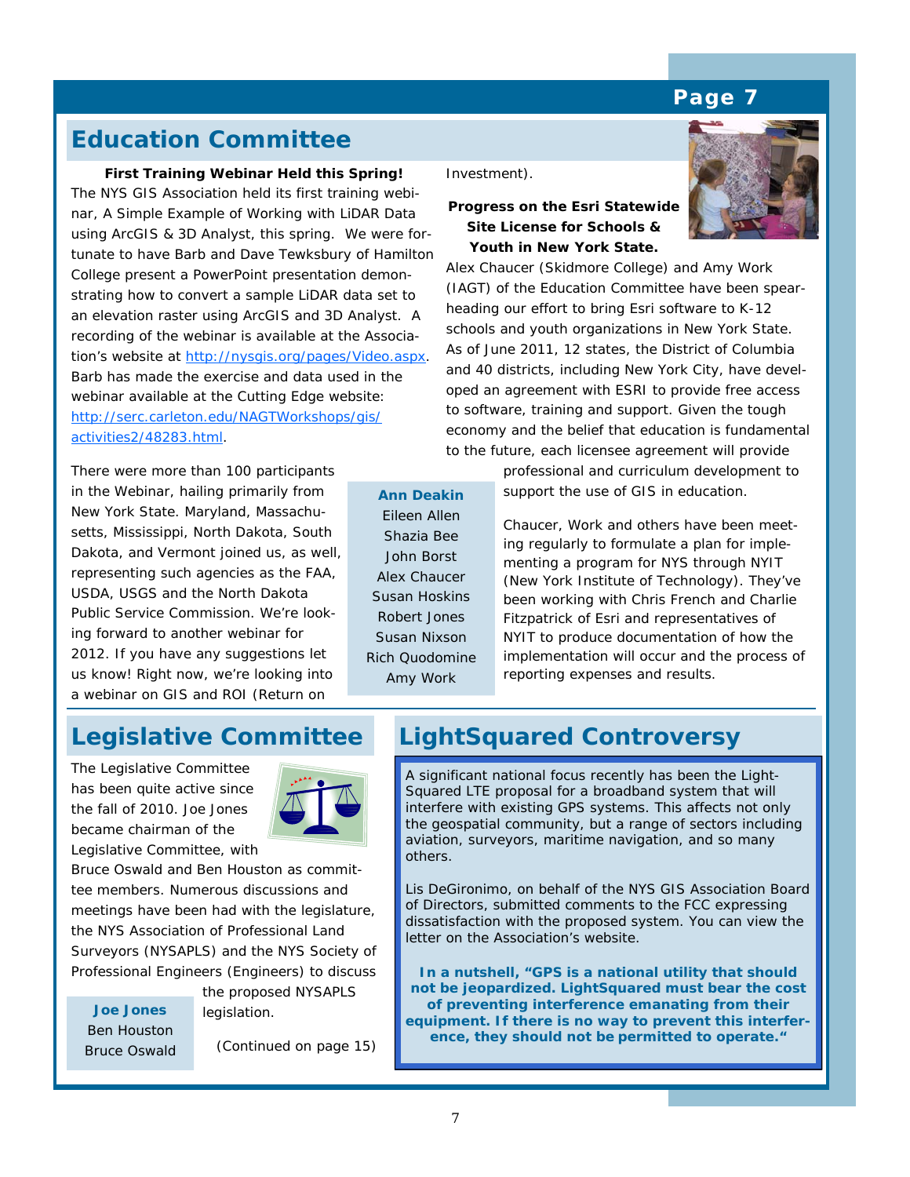## Education Committee

**First Training Webinar Held this Spring!**

The NYS GIS Association held its first training webinar, A Simple Example of Working with LiDAR Data using ArcGIS & 3D Analyst, this spring. We were fortunate to have Barb and Dave Tewksbury of Hamilton College present a PowerPoint presentation demonstrating how to convert a sample LiDAR data set to an elevation raster using ArcGIS and 3D Analyst. A recording of the webinar is available at the Association's website at http://nysgis.org/pages/Video.aspx. Barb has made the exercise and data used in the webinar available at the Cutting Edge website: http://serc.carleton.edu/NAGTWorkshops/gis/activities2/48283.html.

There were more than 100 participants in the Webinar, hailing primarily from New York State. Maryland, Massachusetts, Mississippi, North Dakota, South Dakota, and Vermont joined us, as well, representing such agencies as the FAA, USDA, USGS and the North Dakota Public Service Commission. We're looking forward to another webinar for 2012. If you have any suggestions let us know! Right now, we're looking into a webinar on GIS and ROI (Return on Investment).

**Progress on the Esri Statewide Site License for Schools & Youth in New York State.**

Alex Chaucer (Skidmore College) and Amy Work (IAGT) of the Education Committee have been spearheading our effort to bring Esri software to K-12 schools and youth organizations in New York State. As of June 2011, 12 states, the District of Columbia and 40 districts, including New York City, have developed an agreement with ESRI to provide free access to software, training and support. Given the tough economy and the belief that education is fundamental to the future, each licensee agreement will provide professional and curriculum development to support the use of GIS in education.

Chaucer, Work and others have been meeting regularly to formulate a plan for implementing a program for NYS through NYIT (New York Institute of Technology). They've been working with Chris French and Charlie Fitzpatrick of Esri and representatives of NYIT to produce documentation of how the implementation will occur and the process of reporting expenses and results.

**Ann Deakin**
Eileen Allen
Shazia Bee
John Borst
Alex Chaucer
Susan Hoskins
Robert Jones
Susan Nixson
Rich Quodomine
Amy Work

## Legislative Committee

The Legislative Committee has been quite active since the fall of 2010. Joe Jones became chairman of the Legislative Committee, with Bruce Oswald and Ben Houston as committee members. Numerous discussions and meetings have been had with the legislature, the NYS Association of Professional Land Surveyors (NYSAPLS) and the NYS Society of Professional Engineers (Engineers) to discuss the proposed NYSAPLS legislation.

(Continued on page 15)

**Joe Jones**
Ben Houston
Bruce Oswald

## LightSquared Controversy

A significant national focus recently has been the LightSquared LTE proposal for a broadband system that will interfere with existing GPS systems. This affects not only the geospatial community, but a range of sectors including aviation, surveyors, maritime navigation, and so many others.

Lis DeGironimo, on behalf of the NYS GIS Association Board of Directors, submitted comments to the FCC expressing dissatisfaction with the proposed system. You can view the letter on the Association's website.

**In a nutshell, "GPS is a national utility that should not be jeopardized. LightSquared must bear the cost of preventing interference emanating from their equipment. If there is no way to prevent this interference, they should not be permitted to operate."**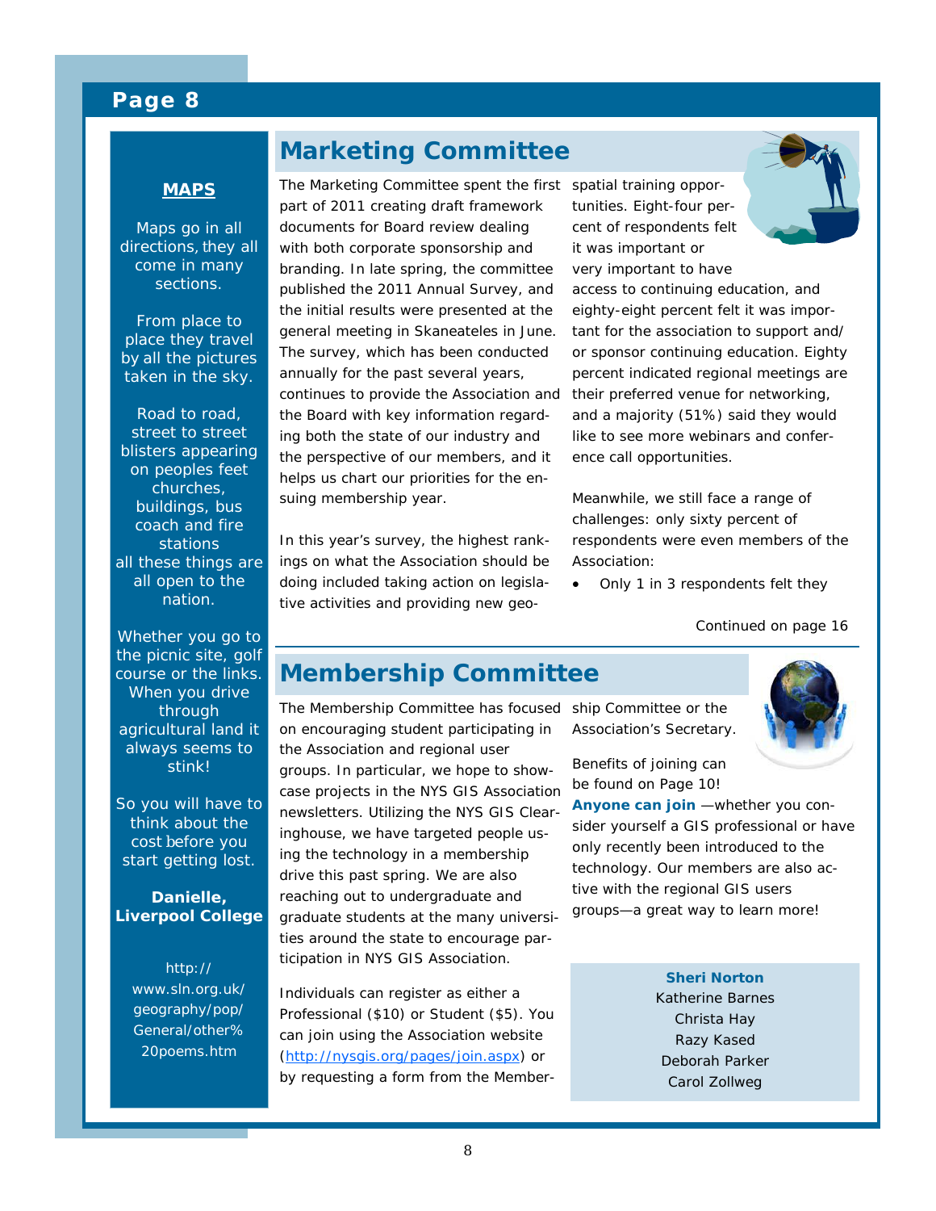## MAPS

Maps go in all directions, they all come in many sections.

From place to place they travel by all the pictures taken in the sky.

Road to road, street to street blisters appearing on peoples feet churches, buildings, bus coach and fire stations all these things are all open to the nation.

Whether you go to the picnic site, golf course or the links. When you drive through agricultural land it always seems to stink!

So you will have to think about the cost before you start getting lost.

**Danielle, Liverpool College**

http://www.sln.org.uk/geography/pop/General/other%20poems.htm

# Marketing Committee

The Marketing Committee spent the first part of 2011 creating draft framework documents for Board review dealing with both corporate sponsorship and branding. In late spring, the committee published the 2011 Annual Survey, and the initial results were presented at the general meeting in Skaneateles in June. The survey, which has been conducted annually for the past several years, continues to provide the Association and the Board with key information regarding both the state of our industry and the perspective of our members, and it helps us chart our priorities for the ensuing membership year.

In this year's survey, the highest rankings on what the Association should be doing included taking action on legislative activities and providing new geospatial training opportunities. Eight-four percent of respondents felt it was important or very important to have access to continuing education, and eighty-eight percent felt it was important for the association to support and/or sponsor continuing education. Eighty percent indicated regional meetings are their preferred venue for networking, and a majority (51%) said they would like to see more webinars and conference call opportunities.

Meanwhile, we still face a range of challenges: only sixty percent of respondents were even members of the Association:

- Only 1 in 3 respondents felt they

Continued on page 16

# Membership Committee

The Membership Committee has focused on encouraging student participating in the Association and regional user groups. In particular, we hope to showcase projects in the NYS GIS Association newsletters. Utilizing the NYS GIS Clearinghouse, we have targeted people using the technology in a membership drive this past spring. We are also reaching out to undergraduate and graduate students at the many universities around the state to encourage participation in NYS GIS Association.

Individuals can register as either a Professional ($10) or Student ($5). You can join using the Association website (http://nysgis.org/pages/join.aspx) or by requesting a form from the Membership Committee or the Association's Secretary.

Benefits of joining can be found on Page 10!

**Anyone can join** —whether you consider yourself a GIS professional or have only recently been introduced to the technology. Our members are also active with the regional GIS users groups—a great way to learn more!

**Sheri Norton**
Katherine Barnes
Christa Hay
Razy Kased
Deborah Parker
Carol Zollweg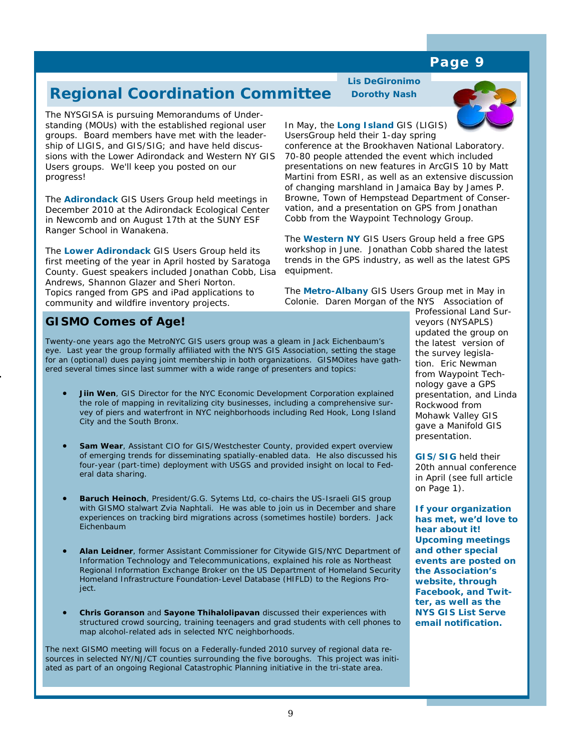## Regional Coordination Committee

**Lis DeGironimo**
**Dorothy Nash**

The NYSGISA is pursuing Memorandums of Understanding (MOUs) with the established regional user groups. Board members have met with the leadership of LIGIS, and GIS/SIG; and have held discussions with the Lower Adirondack and Western NY GIS Users groups. We'll keep you posted on our progress!

The **Adirondack** GIS Users Group held meetings in December 2010 at the Adirondack Ecological Center in Newcomb and on August 17th at the SUNY ESF Ranger School in Wanakena.

The **Lower Adirondack** GIS Users Group held its first meeting of the year in April hosted by Saratoga County. Guest speakers included Jonathan Cobb, Lisa Andrews, Shannon Glazer and Sheri Norton. Topics ranged from GPS and iPad applications to community and wildfire inventory projects.

In May, the **Long Island** GIS (LIGIS) UsersGroup held their 1-day spring conference at the Brookhaven National Laboratory. 70-80 people attended the event which included presentations on new features in ArcGIS 10 by Matt Martini from ESRI, as well as an extensive discussion of changing marshland in Jamaica Bay by James P. Browne, Town of Hempstead Department of Conservation, and a presentation on GPS from Jonathan Cobb from the Waypoint Technology Group.

The **Western NY** GIS Users Group held a free GPS workshop in June. Jonathan Cobb shared the latest trends in the GPS industry, as well as the latest GPS equipment.

The **Metro-Albany** GIS Users Group met in May in Colonie. Daren Morgan of the NYS Association of Professional Land Surveyors (NYSAPLS) updated the group on the latest version of the survey legislation. Eric Newman from Waypoint Technology gave a GPS presentation, and Linda Rockwood from Mohawk Valley GIS gave a Manifold GIS presentation.

**GIS/SIG** held their 20th annual conference in April (see full article on Page 1).

**If your organization has met, we'd love to hear about it! Upcoming meetings and other special events are posted on the Association's website, through Facebook, and Twitter, as well as the NYS GIS List Serve email notification.**

### GISMO Comes of Age!

Twenty-one years ago the MetroNYC GIS users group was a gleam in Jack Eichenbaum's eye. Last year the group formally affiliated with the NYS GIS Association, setting the stage for an (optional) dues paying joint membership in both organizations. GISMOites have gathered several times since last summer with a wide range of presenters and topics:

- **Jiin Wen**, GIS Director for the NYC Economic Development Corporation explained the role of mapping in revitalizing city businesses, including a comprehensive survey of piers and waterfront in NYC neighborhoods including Red Hook, Long Island City and the South Bronx.
- **Sam Wear**, Assistant CIO for GIS/Westchester County, provided expert overview of emerging trends for disseminating spatially-enabled data. He also discussed his four-year (part-time) deployment with USGS and provided insight on local to Federal data sharing.
- **Baruch Heinoch**, President/G.G. Sytems Ltd, co-chairs the US-Israeli GIS group with GISMO stalwart Zvia Naphtali. He was able to join us in December and share experiences on tracking bird migrations across (sometimes hostile) borders. Jack Eichenbaum
- **Alan Leidner**, former Assistant Commissioner for Citywide GIS/NYC Department of Information Technology and Telecommunications, explained his role as Northeast Regional Information Exchange Broker on the US Department of Homeland Security Homeland Infrastructure Foundation-Level Database (HIFLD) to the Regions Project.
- **Chris Goranson** and **Sayone Thihalolipavan** discussed their experiences with structured crowd sourcing, training teenagers and grad students with cell phones to map alcohol-related ads in selected NYC neighborhoods.

The next GISMO meeting will focus on a Federally-funded 2010 survey of regional data resources in selected NY/NJ/CT counties surrounding the five boroughs. This project was initiated as part of an ongoing Regional Catastrophic Planning initiative in the tri-state area.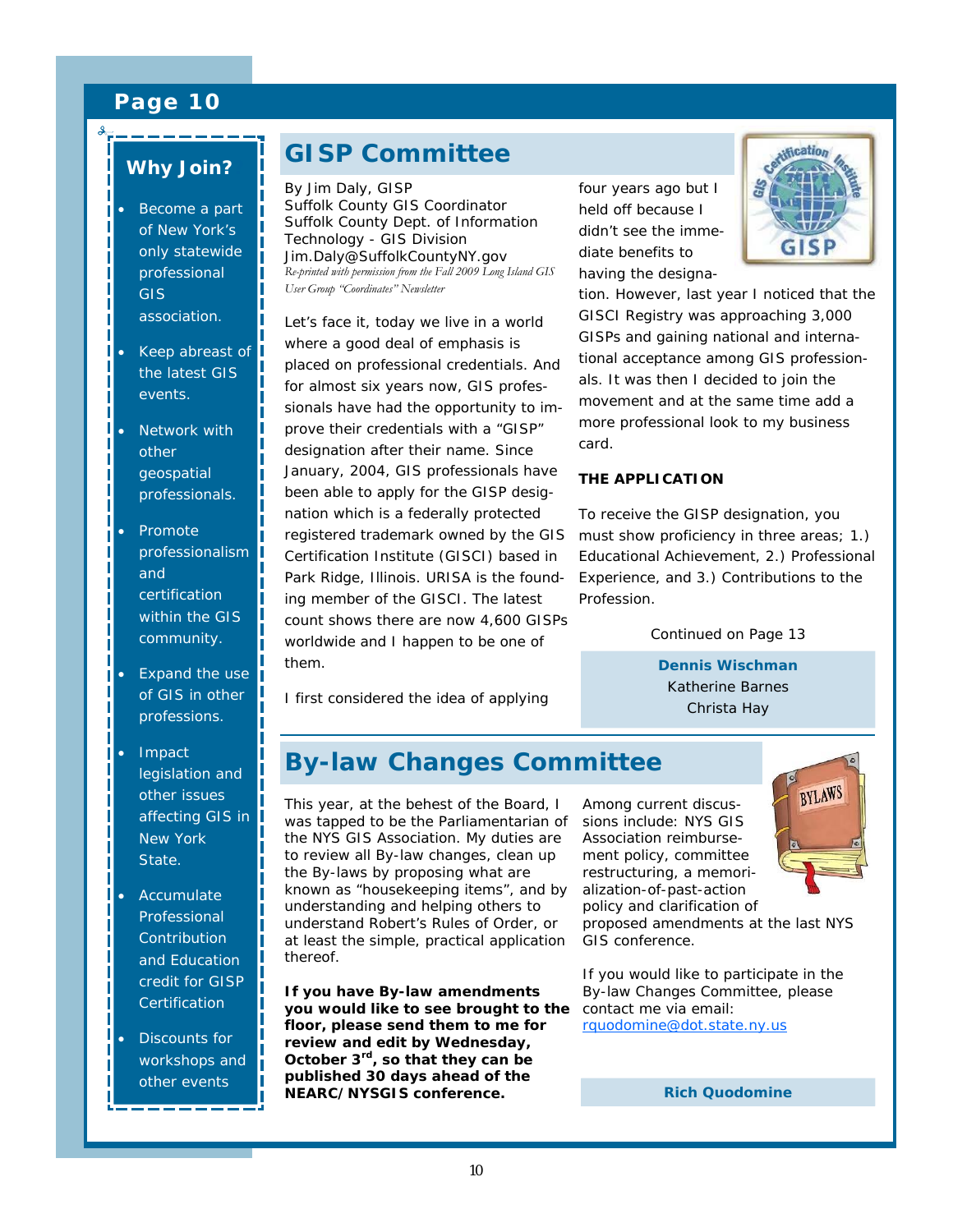## Why Join?

- Become a part of New York's only statewide professional GIS association.
- Keep abreast of the latest GIS events.
- Network with other geospatial professionals.
- Promote professionalism and certification within the GIS community.
- Expand the use of GIS in other professions.
- Impact legislation and other issues affecting GIS in New York State.
- Accumulate Professional Contribution and Education credit for GISP Certification
- Discounts for workshops and other events

## GISP Committee

By Jim Daly, GISP
Suffolk County GIS Coordinator
Suffolk County Dept. of Information Technology - GIS Division
Jim.Daly@SuffolkCountyNY.gov
*Re-printed with permission from the Fall 2009 Long Island GIS User Group "Coordinates" Newsletter*

Let's face it, today we live in a world where a good deal of emphasis is placed on professional credentials. And for almost six years now, GIS professionals have had the opportunity to improve their credentials with a "GISP" designation after their name. Since January, 2004, GIS professionals have been able to apply for the GISP designation which is a federally protected registered trademark owned by the GIS Certification Institute (GISCI) based in Park Ridge, Illinois. URISA is the founding member of the GISCI. The latest count shows there are now 4,600 GISPs worldwide and I happen to be one of them.

I first considered the idea of applying four years ago but I held off because I didn't see the immediate benefits to having the designation. However, last year I noticed that the GISCI Registry was approaching 3,000 GISPs and gaining national and international acceptance among GIS professionals. It was then I decided to join the movement and at the same time add a more professional look to my business card.

**THE APPLICATION**

To receive the GISP designation, you must show proficiency in three areas; 1.) Educational Achievement, 2.) Professional Experience, and 3.) Contributions to the Profession.

Continued on Page 13

**Dennis Wischman**
Katherine Barnes
Christa Hay

## By-law Changes Committee

This year, at the behest of the Board, I was tapped to be the Parliamentarian of the NYS GIS Association. My duties are to review all By-law changes, clean up the By-laws by proposing what are known as "housekeeping items", and by understanding and helping others to understand Robert's Rules of Order, or at least the simple, practical application thereof.

**If you have By-law amendments you would like to see brought to the floor, please send them to me for review and edit by Wednesday, October 3rd, so that they can be published 30 days ahead of the NEARC/NYSGIS conference.**

Among current discussions include: NYS GIS Association reimbursement policy, committee restructuring, a memorialization-of-past-action policy and clarification of proposed amendments at the last NYS GIS conference.

If you would like to participate in the By-law Changes Committee, please contact me via email: rquodomine@dot.state.ny.us

**Rich Quodomine**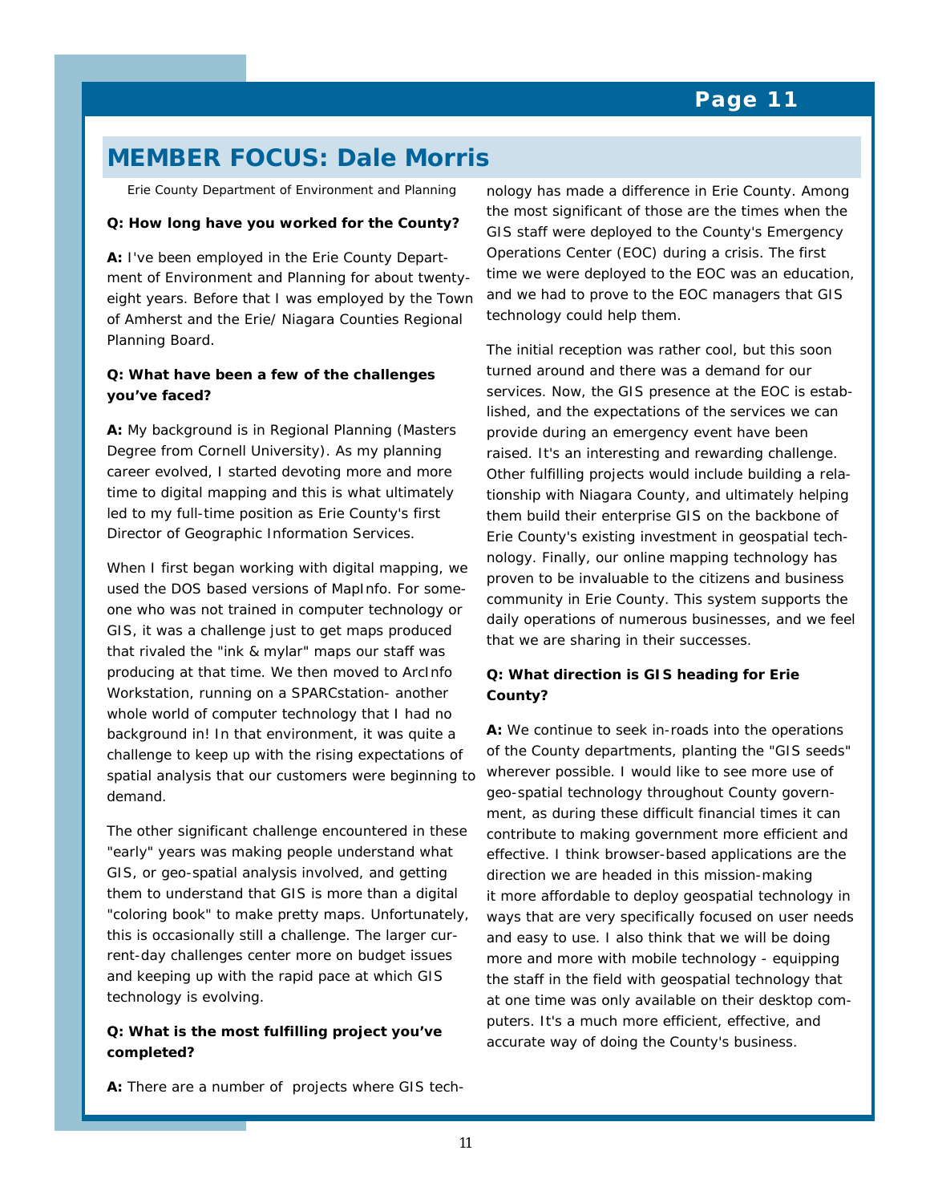## MEMBER FOCUS: Dale Morris

Erie County Department of Environment and Planning

**Q: How long have you worked for the County?**

**A:** I've been employed in the Erie County Department of Environment and Planning for about twenty-eight years. Before that I was employed by the Town of Amherst and the Erie/ Niagara Counties Regional Planning Board.

**Q: What have been a few of the challenges you've faced?**

**A:** My background is in Regional Planning (Masters Degree from Cornell University). As my planning career evolved, I started devoting more and more time to digital mapping and this is what ultimately led to my full-time position as Erie County's first Director of Geographic Information Services.

When I first began working with digital mapping, we used the DOS based versions of MapInfo. For someone who was not trained in computer technology or GIS, it was a challenge just to get maps produced that rivaled the "ink & mylar" maps our staff was producing at that time. We then moved to ArcInfo Workstation, running on a SPARCstation- another whole world of computer technology that I had no background in! In that environment, it was quite a challenge to keep up with the rising expectations of spatial analysis that our customers were beginning to demand.

The other significant challenge encountered in these "early" years was making people understand what GIS, or geo-spatial analysis involved, and getting them to understand that GIS is more than a digital "coloring book" to make pretty maps. Unfortunately, this is occasionally still a challenge. The larger current-day challenges center more on budget issues and keeping up with the rapid pace at which GIS technology is evolving.

**Q: What is the most fulfilling project you've completed?**

**A:** There are a number of projects where GIS technology has made a difference in Erie County. Among the most significant of those are the times when the GIS staff were deployed to the County's Emergency Operations Center (EOC) during a crisis. The first time we were deployed to the EOC was an education, and we had to prove to the EOC managers that GIS technology could help them.

The initial reception was rather cool, but this soon turned around and there was a demand for our services. Now, the GIS presence at the EOC is established, and the expectations of the services we can provide during an emergency event have been raised. It's an interesting and rewarding challenge. Other fulfilling projects would include building a relationship with Niagara County, and ultimately helping them build their enterprise GIS on the backbone of Erie County's existing investment in geospatial technology. Finally, our online mapping technology has proven to be invaluable to the citizens and business community in Erie County. This system supports the daily operations of numerous businesses, and we feel that we are sharing in their successes.

**Q: What direction is GIS heading for Erie County?**

**A:** We continue to seek in-roads into the operations of the County departments, planting the "GIS seeds" wherever possible. I would like to see more use of geo-spatial technology throughout County government, as during these difficult financial times it can contribute to making government more efficient and effective. I think browser-based applications are the direction we are headed in this mission-making it more affordable to deploy geospatial technology in ways that are very specifically focused on user needs and easy to use. I also think that we will be doing more and more with mobile technology - equipping the staff in the field with geospatial technology that at one time was only available on their desktop computers. It's a much more efficient, effective, and accurate way of doing the County's business.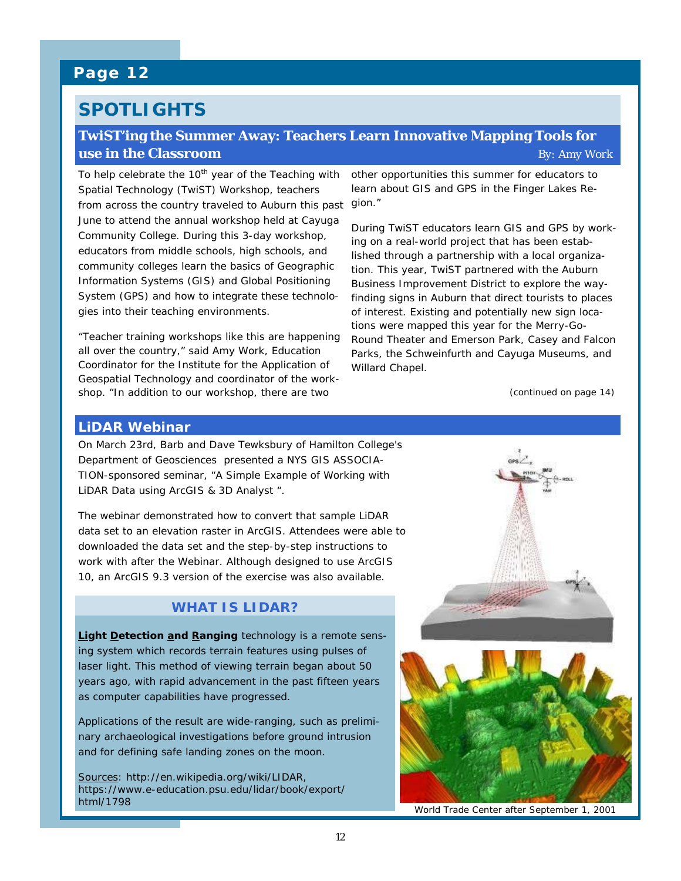# SPOTLIGHTS

## TwiST'ing the Summer Away: Teachers Learn Innovative Mapping Tools for use in the Classroom

By: Amy Work

To help celebrate the 10th year of the Teaching with Spatial Technology (TwiST) Workshop, teachers from across the country traveled to Auburn this past June to attend the annual workshop held at Cayuga Community College. During this 3-day workshop, educators from middle schools, high schools, and community colleges learn the basics of Geographic Information Systems (GIS) and Global Positioning System (GPS) and how to integrate these technologies into their teaching environments.

"Teacher training workshops like this are happening all over the country," said Amy Work, Education Coordinator for the Institute for the Application of Geospatial Technology and coordinator of the workshop. "In addition to our workshop, there are two other opportunities this summer for educators to learn about GIS and GPS in the Finger Lakes Region."

During TwiST educators learn GIS and GPS by working on a real-world project that has been established through a partnership with a local organization. This year, TwiST partnered with the Auburn Business Improvement District to explore the way-finding signs in Auburn that direct tourists to places of interest. Existing and potentially new sign locations were mapped this year for the Merry-Go-Round Theater and Emerson Park, Casey and Falcon Parks, the Schweinfurth and Cayuga Museums, and Willard Chapel.

*(continued on page 14)*

## LiDAR Webinar

On March 23rd, Barb and Dave Tewksbury of Hamilton College's Department of Geosciences presented a NYS GIS ASSOCIATION-sponsored seminar, "A Simple Example of Working with LiDAR Data using ArcGIS & 3D Analyst ".

The webinar demonstrated how to convert that sample LiDAR data set to an elevation raster in ArcGIS. Attendees were able to downloaded the data set and the step-by-step instructions to work with after the Webinar. Although designed to use ArcGIS 10, an ArcGIS 9.3 version of the exercise was also available.

### WHAT IS LIDAR?

**Light Detection and Ranging** technology is a remote sensing system which records terrain features using pulses of laser light. This method of viewing terrain began about 50 years ago, with rapid advancement in the past fifteen years as computer capabilities have progressed.

Applications of the result are wide-ranging, such as preliminary archaeological investigations before ground intrusion and for defining safe landing zones on the moon.

Sources: http://en.wikipedia.org/wiki/LIDAR, https://www.e-education.psu.edu/lidar/book/export/html/1798

World Trade Center after September 1, 2001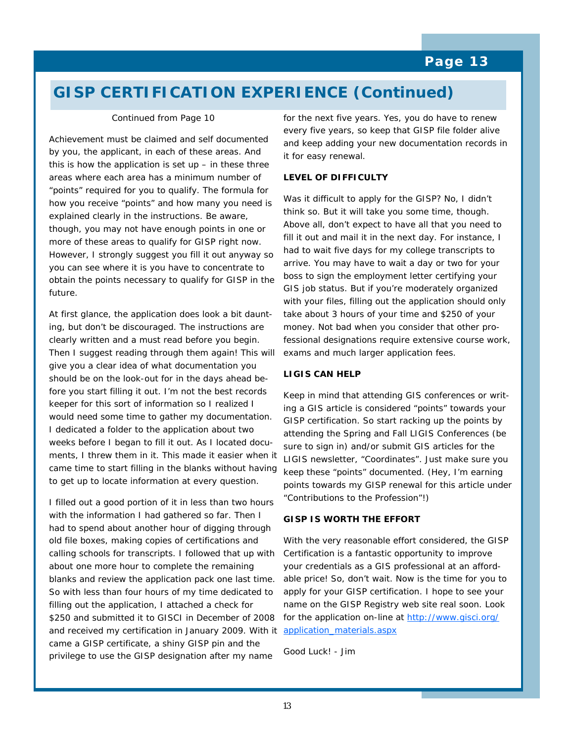# GISP CERTIFICATION EXPERIENCE (Continued)

Continued from Page 10

Achievement must be claimed and self documented by you, the applicant, in each of these areas. And this is how the application is set up – in these three areas where each area has a minimum number of "points" required for you to qualify. The formula for how you receive "points" and how many you need is explained clearly in the instructions. Be aware, though, you may not have enough points in one or more of these areas to qualify for GISP right now. However, I strongly suggest you fill it out anyway so you can see where it is you have to concentrate to obtain the points necessary to qualify for GISP in the future.

At first glance, the application does look a bit daunting, but don't be discouraged. The instructions are clearly written and a must read before you begin. Then I suggest reading through them again! This will give you a clear idea of what documentation you should be on the look-out for in the days ahead before you start filling it out. I'm not the best records keeper for this sort of information so I realized I would need some time to gather my documentation. I dedicated a folder to the application about two weeks before I began to fill it out. As I located documents, I threw them in it. This made it easier when it came time to start filling in the blanks without having to get up to locate information at every question.

I filled out a good portion of it in less than two hours with the information I had gathered so far. Then I had to spend about another hour of digging through old file boxes, making copies of certifications and calling schools for transcripts. I followed that up with about one more hour to complete the remaining blanks and review the application pack one last time. So with less than four hours of my time dedicated to filling out the application, I attached a check for $250 and submitted it to GISCI in December of 2008 and received my certification in January 2009. With it came a GISP certificate, a shiny GISP pin and the privilege to use the GISP designation after my name for the next five years. Yes, you do have to renew every five years, so keep that GISP file folder alive and keep adding your new documentation records in it for easy renewal.

**LEVEL OF DIFFICULTY**

Was it difficult to apply for the GISP? No, I didn't think so. But it will take you some time, though. Above all, don't expect to have all that you need to fill it out and mail it in the next day. For instance, I had to wait five days for my college transcripts to arrive. You may have to wait a day or two for your boss to sign the employment letter certifying your GIS job status. But if you're moderately organized with your files, filling out the application should only take about 3 hours of your time and $250 of your money. Not bad when you consider that other professional designations require extensive course work, exams and much larger application fees.

**LIGIS CAN HELP**

Keep in mind that attending GIS conferences or writing a GIS article is considered "points" towards your GISP certification. So start racking up the points by attending the Spring and Fall LIGIS Conferences (be sure to sign in) and/or submit GIS articles for the LIGIS newsletter, "Coordinates". Just make sure you keep these "points" documented. (Hey, I'm earning points towards my GISP renewal for this article under "Contributions to the Profession"!)

**GISP IS WORTH THE EFFORT**

With the very reasonable effort considered, the GISP Certification is a fantastic opportunity to improve your credentials as a GIS professional at an affordable price! So, don't wait. Now is the time for you to apply for your GISP certification. I hope to see your name on the GISP Registry web site real soon. Look for the application on-line at [http://www.gisci.org/application_materials.aspx](http://www.gisci.org/application_materials.aspx)

Good Luck! - Jim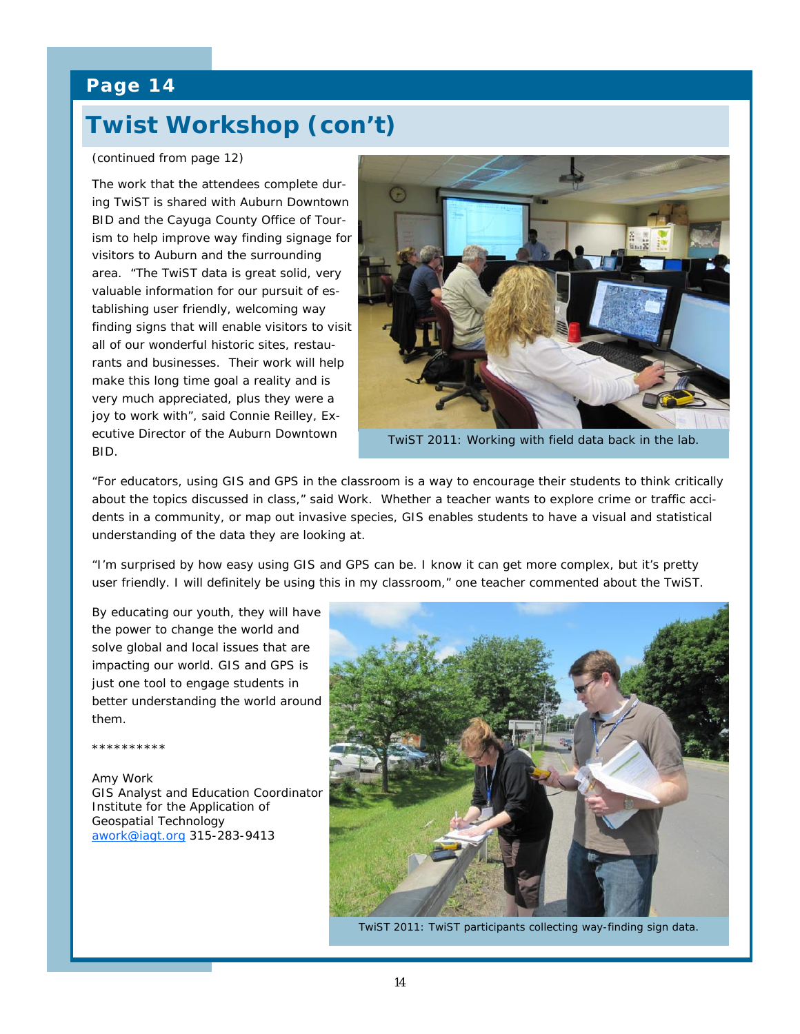# Twist Workshop (con't)

(continued from page 12)

The work that the attendees complete during TwiST is shared with Auburn Downtown BID and the Cayuga County Office of Tourism to help improve way finding signage for visitors to Auburn and the surrounding area. "The TwiST data is great solid, very valuable information for our pursuit of establishing user friendly, welcoming way finding signs that will enable visitors to visit all of our wonderful historic sites, restaurants and businesses. Their work will help make this long time goal a reality and is very much appreciated, plus they were a joy to work with", said Connie Reilley, Executive Director of the Auburn Downtown BID.

TwiST 2011: Working with field data back in the lab.

"For educators, using GIS and GPS in the classroom is a way to encourage their students to think critically about the topics discussed in class," said Work. Whether a teacher wants to explore crime or traffic accidents in a community, or map out invasive species, GIS enables students to have a visual and statistical understanding of the data they are looking at.

"I'm surprised by how easy using GIS and GPS can be. I know it can get more complex, but it's pretty user friendly. I will definitely be using this in my classroom," one teacher commented about the TwiST.

By educating our youth, they will have the power to change the world and solve global and local issues that are impacting our world. GIS and GPS is just one tool to engage students in better understanding the world around them.

**********

Amy Work
GIS Analyst and Education Coordinator
Institute for the Application of Geospatial Technology
awork@iagt.org 315-283-9413

TwiST 2011: TwiST participants collecting way-finding sign data.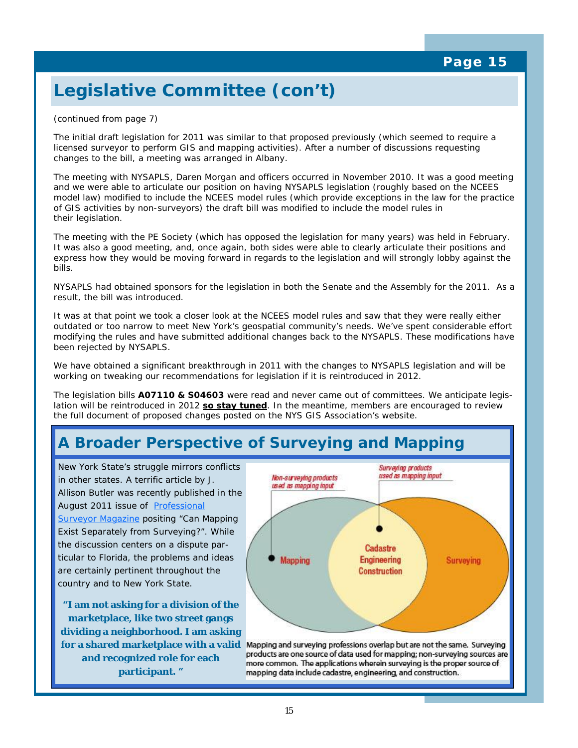## Legislative Committee (con't)

(continued from page 7)

The initial draft legislation for 2011 was similar to that proposed previously (which seemed to require a licensed surveyor to perform GIS and mapping activities). After a number of discussions requesting changes to the bill, a meeting was arranged in Albany.

The meeting with NYSAPLS, Daren Morgan and officers occurred in November 2010. It was a good meeting and we were able to articulate our position on having NYSAPLS legislation (roughly based on the NCEES model law) modified to include the NCEES model rules (which provide exceptions in the law for the practice of GIS activities by non-surveyors) the draft bill was modified to include the model rules in their legislation.

The meeting with the PE Society (which has opposed the legislation for many years) was held in February. It was also a good meeting, and, once again, both sides were able to clearly articulate their positions and express how they would be moving forward in regards to the legislation and will strongly lobby against the bills.

NYSAPLS had obtained sponsors for the legislation in both the Senate and the Assembly for the 2011. As a result, the bill was introduced.

It was at that point we took a closer look at the NCEES model rules and saw that they were really either outdated or too narrow to meet New York's geospatial community's needs. We've spent considerable effort modifying the rules and have submitted additional changes back to the NYSAPLS. These modifications have been rejected by NYSAPLS.

We have obtained a significant breakthrough in 2011 with the changes to NYSAPLS legislation and will be working on tweaking our recommendations for legislation if it is reintroduced in 2012.

The legislation bills **A07110 & S04603** were read and never came out of committees. We anticipate legislation will be reintroduced in 2012 **so stay tuned**. In the meantime, members are encouraged to review the full document of proposed changes posted on the NYS GIS Association's website.

## A Broader Perspective of Surveying and Mapping

New York State's struggle mirrors conflicts in other states. A terrific article by J. Allison Butler was recently published in the August 2011 issue of Professional Surveyor Magazine positing "Can Mapping Exist Separately from Surveying?". While the discussion centers on a dispute particular to Florida, the problems and ideas are certainly pertinent throughout the country and to New York State.

> **"I am not asking for a division of the marketplace, like two street gangs dividing a neighborhood. I am asking for a shared marketplace with a valid and recognized role for each participant. "**

Non-surveying products used as mapping input

Surveying products used as mapping input

Mapping

Cadastre Engineering Construction

Surveying

Mapping and surveying professions overlap but are not the same. Surveying products are one source of data used for mapping; non-surveying sources are more common. The applications wherein surveying is the proper source of mapping data include cadastre, engineering, and construction.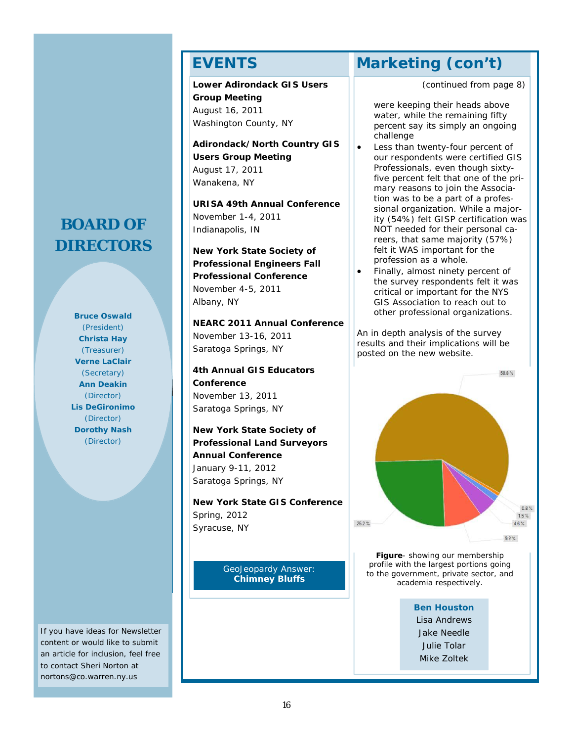# BOARD OF DIRECTORS

**Bruce Oswald**
(President)
**Christa Hay**
(Treasurer)
**Verne LaClair**
(Secretary)
**Ann Deakin**
(Director)
**Lis DeGironimo**
(Director)
**Dorothy Nash**
(Director)

If you have ideas for Newsletter content or would like to submit an article for inclusion, feel free to contact Sheri Norton at nortons@co.warren.ny.us

## EVENTS

**Lower Adirondack GIS Users Group Meeting**
August 16, 2011
Washington County, NY

**Adirondack/North Country GIS Users Group Meeting**
August 17, 2011
Wanakena, NY

**URISA 49th Annual Conference**
November 1-4, 2011
Indianapolis, IN

**New York State Society of Professional Engineers Fall Professional Conference**
November 4-5, 2011
Albany, NY

**NEARC 2011 Annual Conference**
November 13-16, 2011
Saratoga Springs, NY

**4th Annual GIS Educators Conference**
November 13, 2011
Saratoga Springs, NY

**New York State Society of Professional Land Surveyors Annual Conference**
January 9-11, 2012
Saratoga Springs, NY

**New York State GIS Conference**
Spring, 2012
Syracuse, NY

GeoJeopardy Answer:
**Chimney Bluffs**

## Marketing (con't)

(continued from page 8)

were keeping their heads above water, while the remaining fifty percent say its simply an ongoing challenge

- Less than twenty-four percent of our respondents were certified GIS Professionals, even though sixty-five percent felt that one of the primary reasons to join the Association was to be a part of a professional organization. While a majority (54%) felt GISP certification was NOT needed for their personal careers, that same majority (57%) felt it WAS important for the profession as a whole.
- Finally, almost ninety percent of the survey respondents felt it was critical or important for the NYS GIS Association to reach out to other professional organizations.

An in depth analysis of the survey results and their implications will be posted on the new website.

58.8 %
0.8 %
1.5 %
4.6 %
9.2 %
25.2 %

**Figure**- showing our membership profile with the largest portions going to the government, private sector, and academia respectively.

**Ben Houston**
Lisa Andrews
Jake Needle
Julie Tolar
Mike Zoltek